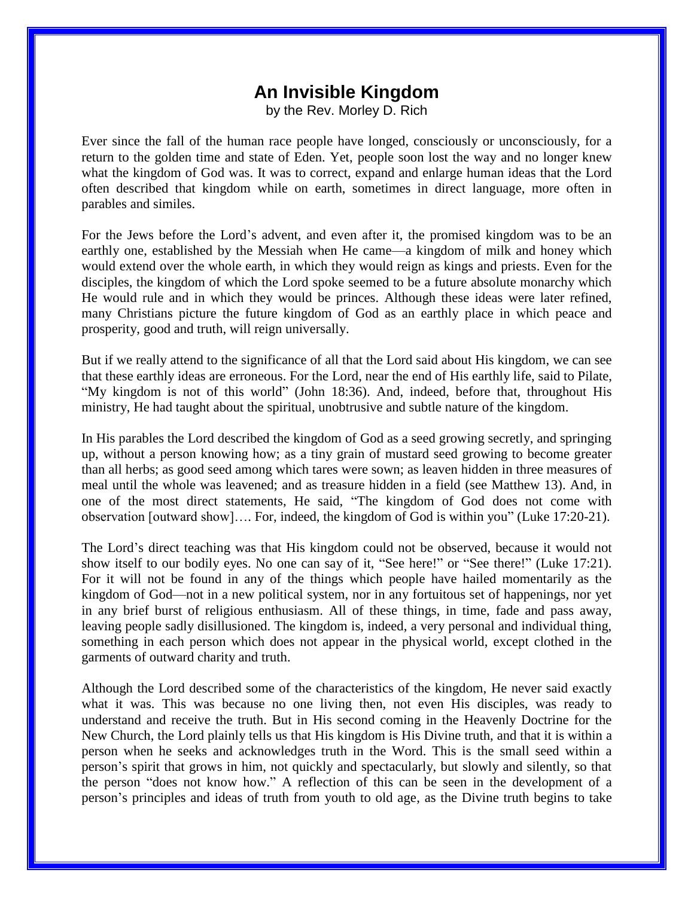# An Invisible Kingdom

by the Rev. Morley D. Rich

Ever since the fall of the human race people have longed, consciously or unconsciously, for a return to the golden time and state of Eden. Yet, people soon lost the way and no longer knew what the kingdom of God was. It was to correct, expand and enlarge human ideas that the Lord often described that kingdom while on earth, sometimes in direct language, more often in parables and similes.

For the Jews before the Lord's advent, and even after it, the promised kingdom was to be an earthly one, established by the Messiah when He came—a kingdom of milk and honey which would extend over the whole earth, in which they would reign as kings and priests. Even for the disciples, the kingdom of which the Lord spoke seemed to be a future absolute monarchy which He would rule and in which they would be princes. Although these ideas were later refined, many Christians picture the future kingdom of God as an earthly place in which peace and prosperity, good and truth, will reign universally.

But if we really attend to the significance of all that the Lord said about His kingdom, we can see that these earthly ideas are erroneous. For the Lord, near the end of His earthly life, said to Pilate, "My kingdom is not of this world" (John 18:36). And, indeed, before that, throughout His ministry, He had taught about the spiritual, unobtrusive and subtle nature of the kingdom.

In His parables the Lord described the kingdom of God as a seed growing secretly, and springing up, without a person knowing how; as a tiny grain of mustard seed growing to become greater than all herbs; as good seed among which tares were sown; as leaven hidden in three measures of meal until the whole was leavened; and as treasure hidden in a field (see Matthew 13). And, in one of the most direct statements, He said, "The kingdom of God does not come with observation [outward show]…. For, indeed, the kingdom of God is within you" (Luke 17:20-21).

The Lord's direct teaching was that His kingdom could not be observed, because it would not show itself to our bodily eyes. No one can say of it, "See here!" or "See there!" (Luke 17:21). For it will not be found in any of the things which people have hailed momentarily as the kingdom of God—not in a new political system, nor in any fortuitous set of happenings, nor yet in any brief burst of religious enthusiasm. All of these things, in time, fade and pass away, leaving people sadly disillusioned. The kingdom is, indeed, a very personal and individual thing, something in each person which does not appear in the physical world, except clothed in the garments of outward charity and truth.

Although the Lord described some of the characteristics of the kingdom, He never said exactly what it was. This was because no one living then, not even His disciples, was ready to understand and receive the truth. But in His second coming in the Heavenly Doctrine for the New Church, the Lord plainly tells us that His kingdom is His Divine truth, and that it is within a person when he seeks and acknowledges truth in the Word. This is the small seed within a person's spirit that grows in him, not quickly and spectacularly, but slowly and silently, so that the person "does not know how." A reflection of this can be seen in the development of a person's principles and ideas of truth from youth to old age, as the Divine truth begins to take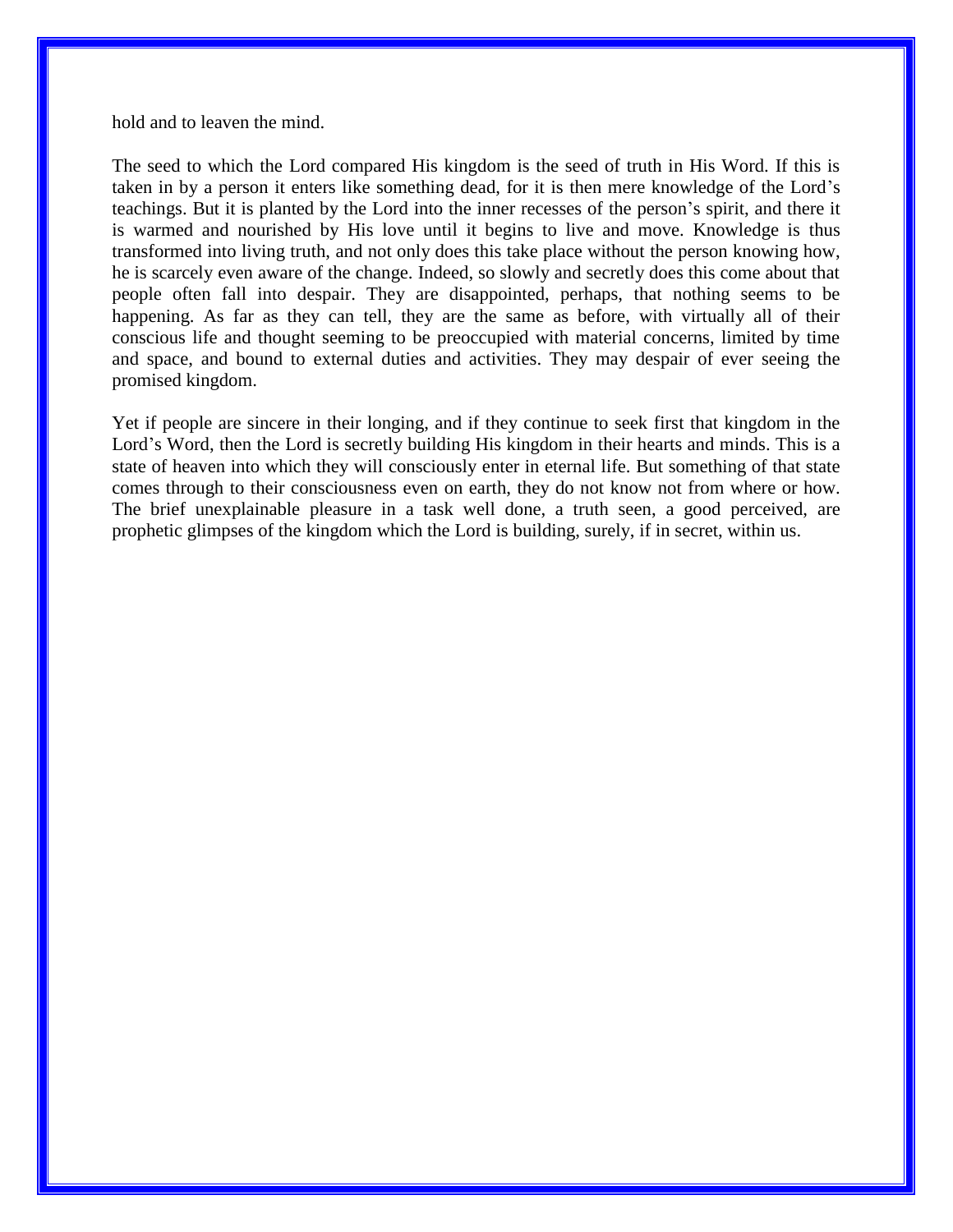hold and to leaven the mind.

The seed to which the Lord compared His kingdom is the seed of truth in His Word. If this is taken in by a person it enters like something dead, for it is then mere knowledge of the Lord's teachings. But it is planted by the Lord into the inner recesses of the person's spirit, and there it is warmed and nourished by His love until it begins to live and move. Knowledge is thus transformed into living truth, and not only does this take place without the person knowing how, he is scarcely even aware of the change. Indeed, so slowly and secretly does this come about that people often fall into despair. They are disappointed, perhaps, that nothing seems to be happening. As far as they can tell, they are the same as before, with virtually all of their conscious life and thought seeming to be preoccupied with material concerns, limited by time and space, and bound to external duties and activities. They may despair of ever seeing the promised kingdom.

Yet if people are sincere in their longing, and if they continue to seek first that kingdom in the Lord's Word, then the Lord is secretly building His kingdom in their hearts and minds. This is a state of heaven into which they will consciously enter in eternal life. But something of that state comes through to their consciousness even on earth, they do not know not from where or how. The brief unexplainable pleasure in a task well done, a truth seen, a good perceived, are prophetic glimpses of the kingdom which the Lord is building, surely, if in secret, within us.